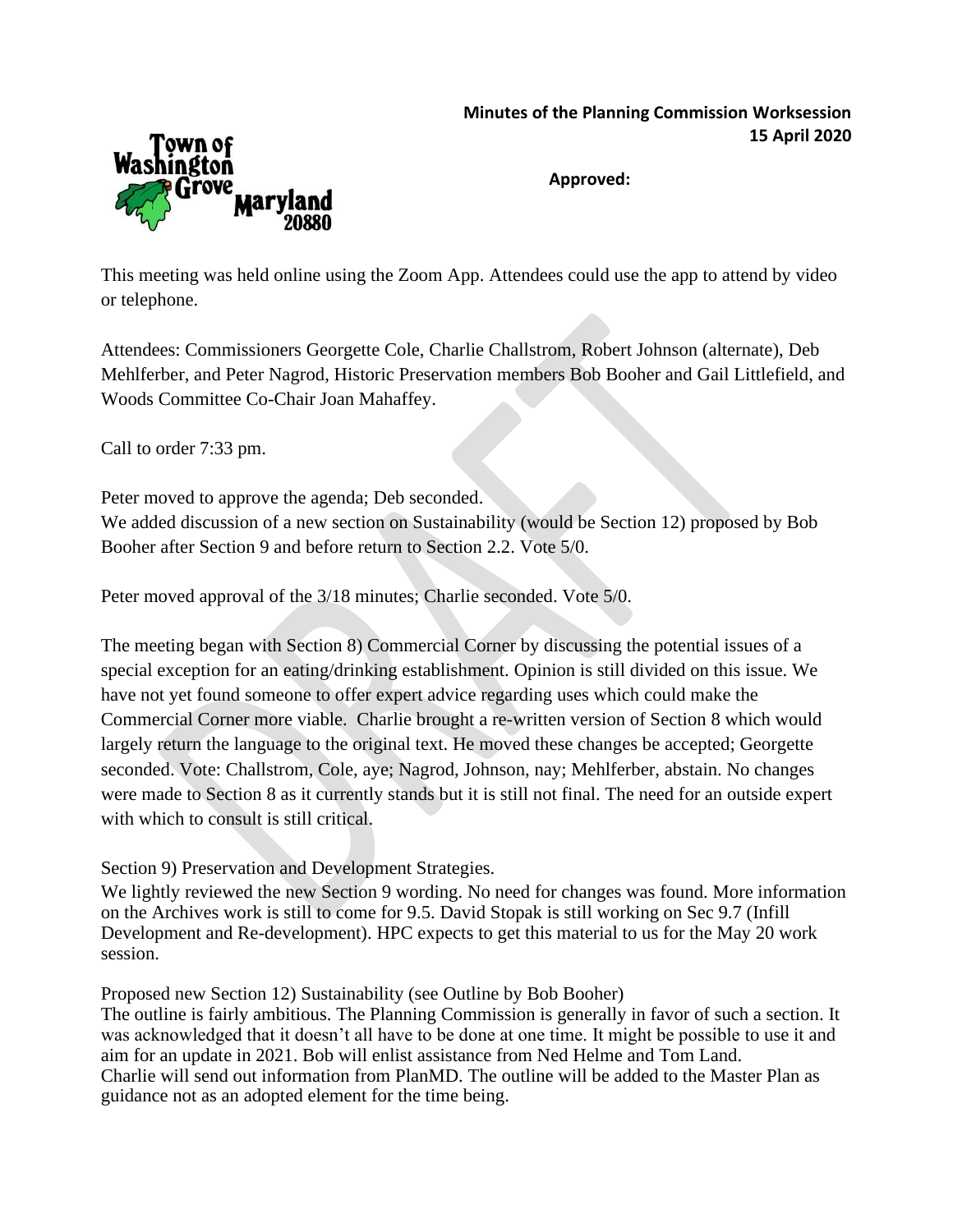**Minutes of the Planning Commission Worksession**
**15 April 2020**

Town of Washington Grove Maryland 20880

**Approved:**

This meeting was held online using the Zoom App. Attendees could use the app to attend by video or telephone.

Attendees: Commissioners Georgette Cole, Charlie Challstrom, Robert Johnson (alternate), Deb Mehlferber, and Peter Nagrod, Historic Preservation members Bob Booher and Gail Littlefield, and Woods Committee Co-Chair Joan Mahaffey.

Call to order 7:33 pm.

Peter moved to approve the agenda; Deb seconded.
We added discussion of a new section on Sustainability (would be Section 12) proposed by Bob Booher after Section 9 and before return to Section 2.2. Vote 5/0.

Peter moved approval of the 3/18 minutes; Charlie seconded. Vote 5/0.

The meeting began with Section 8) Commercial Corner by discussing the potential issues of a special exception for an eating/drinking establishment. Opinion is still divided on this issue. We have not yet found someone to offer expert advice regarding uses which could make the Commercial Corner more viable. Charlie brought a re-written version of Section 8 which would largely return the language to the original text. He moved these changes be accepted; Georgette seconded. Vote: Challstrom, Cole, aye; Nagrod, Johnson, nay; Mehlferber, abstain. No changes were made to Section 8 as it currently stands but it is still not final. The need for an outside expert with which to consult is still critical.

Section 9) Preservation and Development Strategies.
We lightly reviewed the new Section 9 wording. No need for changes was found. More information on the Archives work is still to come for 9.5. David Stopak is still working on Sec 9.7 (Infill Development and Re-development). HPC expects to get this material to us for the May 20 work session.

Proposed new Section 12) Sustainability (see Outline by Bob Booher)
The outline is fairly ambitious. The Planning Commission is generally in favor of such a section. It was acknowledged that it doesn't all have to be done at one time. It might be possible to use it and aim for an update in 2021. Bob will enlist assistance from Ned Helme and Tom Land.
Charlie will send out information from PlanMD. The outline will be added to the Master Plan as guidance not as an adopted element for the time being.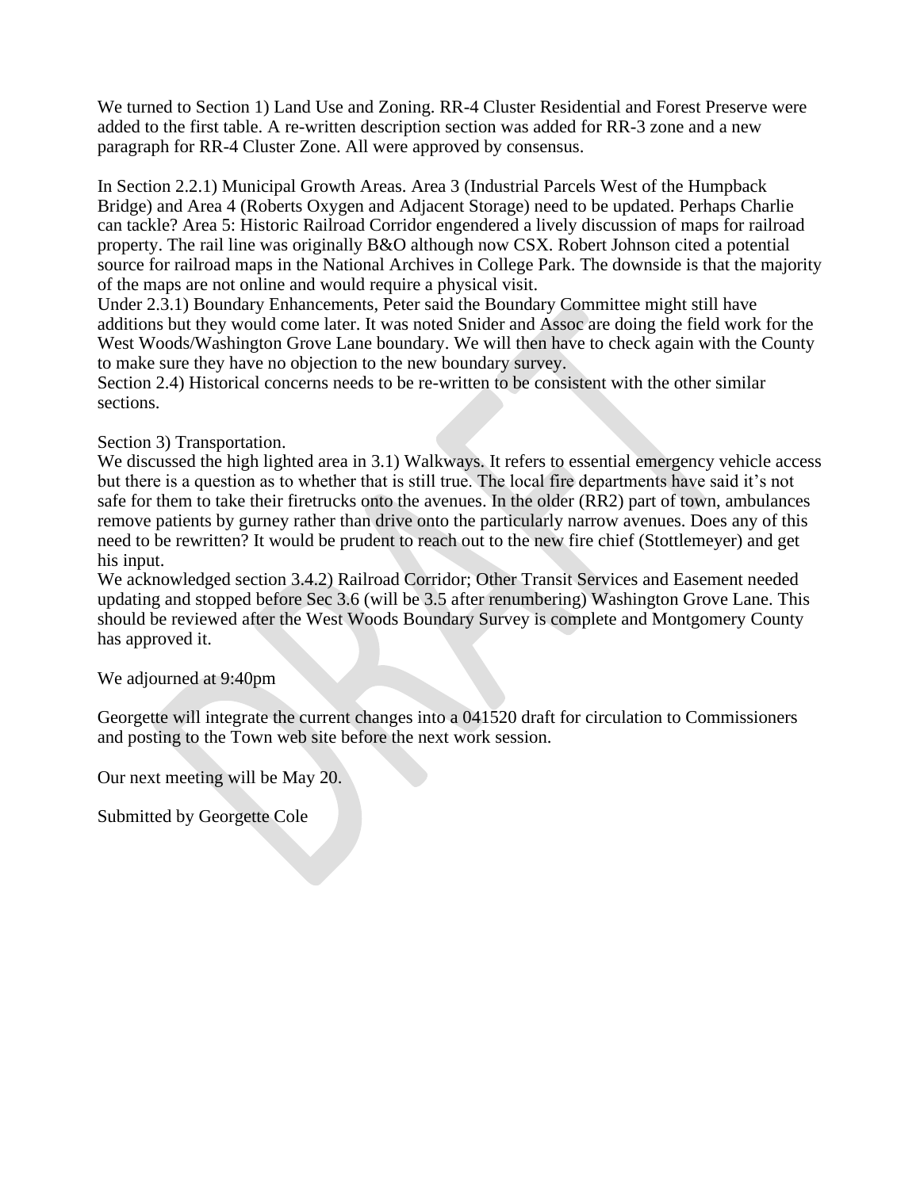We turned to Section 1) Land Use and Zoning. RR-4 Cluster Residential and Forest Preserve were added to the first table. A re-written description section was added for RR-3 zone and a new paragraph for RR-4 Cluster Zone. All were approved by consensus.

In Section 2.2.1) Municipal Growth Areas. Area 3 (Industrial Parcels West of the Humpback Bridge) and Area 4 (Roberts Oxygen and Adjacent Storage) need to be updated. Perhaps Charlie can tackle? Area 5: Historic Railroad Corridor engendered a lively discussion of maps for railroad property. The rail line was originally B&O although now CSX. Robert Johnson cited a potential source for railroad maps in the National Archives in College Park. The downside is that the majority of the maps are not online and would require a physical visit.
Under 2.3.1) Boundary Enhancements, Peter said the Boundary Committee might still have additions but they would come later. It was noted Snider and Assoc are doing the field work for the West Woods/Washington Grove Lane boundary. We will then have to check again with the County to make sure they have no objection to the new boundary survey.
Section 2.4) Historical concerns needs to be re-written to be consistent with the other similar sections.

Section 3) Transportation.
We discussed the high lighted area in 3.1) Walkways. It refers to essential emergency vehicle access but there is a question as to whether that is still true. The local fire departments have said it's not safe for them to take their firetrucks onto the avenues. In the older (RR2) part of town, ambulances remove patients by gurney rather than drive onto the particularly narrow avenues. Does any of this need to be rewritten? It would be prudent to reach out to the new fire chief (Stottlemeyer) and get his input.
We acknowledged section 3.4.2) Railroad Corridor; Other Transit Services and Easement needed updating and stopped before Sec 3.6 (will be 3.5 after renumbering) Washington Grove Lane. This should be reviewed after the West Woods Boundary Survey is complete and Montgomery County has approved it.

We adjourned at 9:40pm

Georgette will integrate the current changes into a 041520 draft for circulation to Commissioners and posting to the Town web site before the next work session.

Our next meeting will be May 20.

Submitted by Georgette Cole